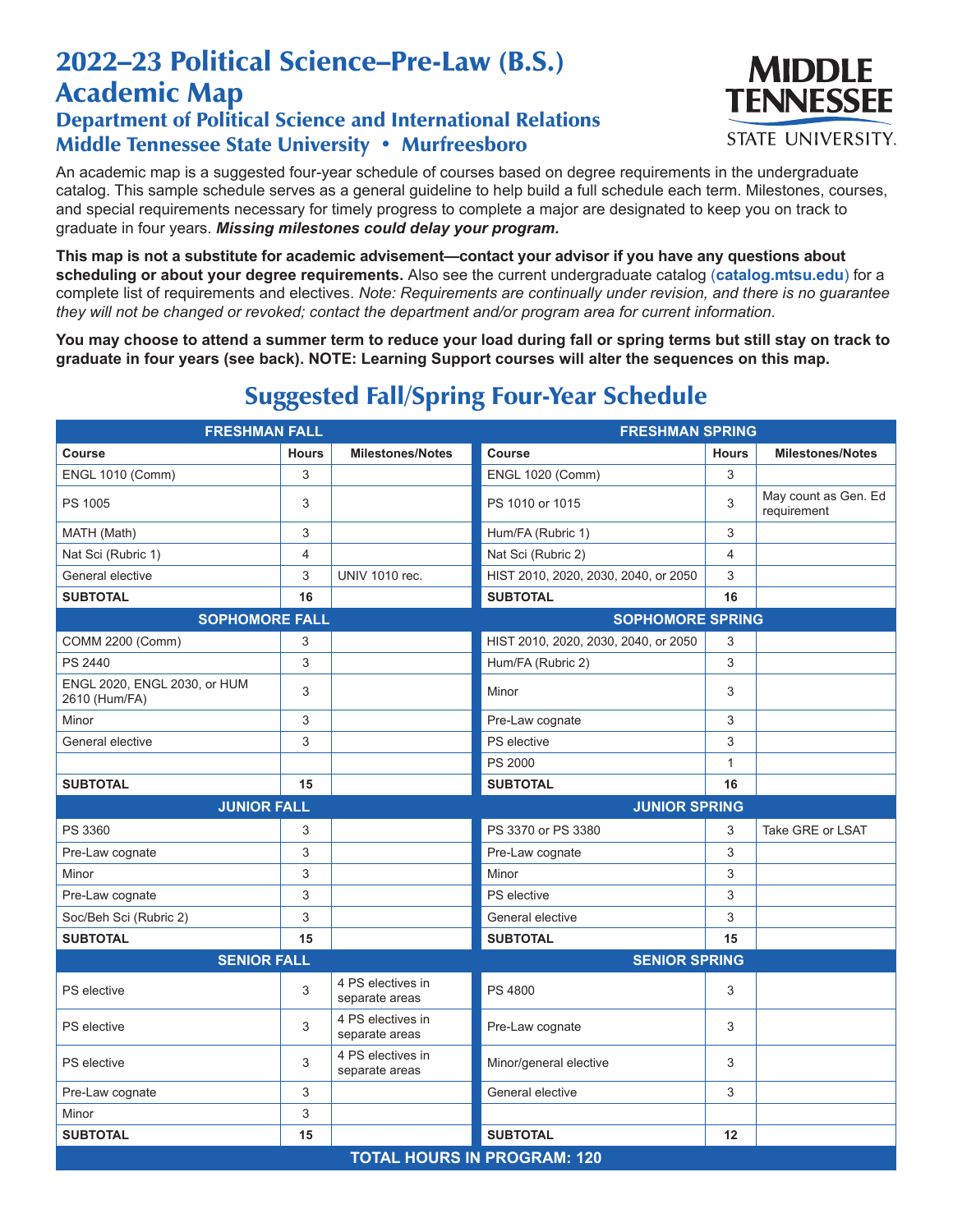# 2022–23 Political Science–Pre-Law (B.S.) Academic Map

## Department of Political Science and International Relations
## Middle Tennessee State University • Murfreesboro

MIDDLE TENNESSEE STATE UNIVERSITY.

An academic map is a suggested four-year schedule of courses based on degree requirements in the undergraduate catalog. This sample schedule serves as a general guideline to help build a full schedule each term. Milestones, courses, and special requirements necessary for timely progress to complete a major are designated to keep you on track to graduate in four years. ***Missing milestones could delay your program.***

**This map is not a substitute for academic advisement—contact your advisor if you have any questions about scheduling or about your degree requirements.** Also see the current undergraduate catalog (**catalog.mtsu.edu**) for a complete list of requirements and electives. *Note: Requirements are continually under revision, and there is no guarantee they will not be changed or revoked; contact the department and/or program area for current information.*

**You may choose to attend a summer term to reduce your load during fall or spring terms but still stay on track to graduate in four years (see back). NOTE: Learning Support courses will alter the sequences on this map.**

## Suggested Fall/Spring Four-Year Schedule

| FRESHMAN FALL | | | FRESHMAN SPRING | | |
|---|---|---|---|---|---|
| **Course** | **Hours** | **Milestones/Notes** | **Course** | **Hours** | **Milestones/Notes** |
| ENGL 1010 (Comm) | 3 | | ENGL 1020 (Comm) | 3 | |
| PS 1005 | 3 | | PS 1010 or 1015 | 3 | May count as Gen. Ed requirement |
| MATH (Math) | 3 | | Hum/FA (Rubric 1) | 3 | |
| Nat Sci (Rubric 1) | 4 | | Nat Sci (Rubric 2) | 4 | |
| General elective | 3 | UNIV 1010 rec. | HIST 2010, 2020, 2030, 2040, or 2050 | 3 | |
| **SUBTOTAL** | **16** | | **SUBTOTAL** | **16** | |
| **SOPHOMORE FALL** | | | **SOPHOMORE SPRING** | | |
| COMM 2200 (Comm) | 3 | | HIST 2010, 2020, 2030, 2040, or 2050 | 3 | |
| PS 2440 | 3 | | Hum/FA (Rubric 2) | 3 | |
| ENGL 2020, ENGL 2030, or HUM 2610 (Hum/FA) | 3 | | Minor | 3 | |
| Minor | 3 | | Pre-Law cognate | 3 | |
| General elective | 3 | | PS elective | 3 | |
| | | | PS 2000 | 1 | |
| **SUBTOTAL** | **15** | | **SUBTOTAL** | **16** | |
| **JUNIOR FALL** | | | **JUNIOR SPRING** | | |
| PS 3360 | 3 | | PS 3370 or PS 3380 | 3 | Take GRE or LSAT |
| Pre-Law cognate | 3 | | Pre-Law cognate | 3 | |
| Minor | 3 | | Minor | 3 | |
| Pre-Law cognate | 3 | | PS elective | 3 | |
| Soc/Beh Sci (Rubric 2) | 3 | | General elective | 3 | |
| **SUBTOTAL** | **15** | | **SUBTOTAL** | **15** | |
| **SENIOR FALL** | | | **SENIOR SPRING** | | |
| PS elective | 3 | 4 PS electives in separate areas | PS 4800 | 3 | |
| PS elective | 3 | 4 PS electives in separate areas | Pre-Law cognate | 3 | |
| PS elective | 3 | 4 PS electives in separate areas | Minor/general elective | 3 | |
| Pre-Law cognate | 3 | | General elective | 3 | |
| Minor | 3 | | | | |
| **SUBTOTAL** | **15** | | **SUBTOTAL** | **12** | |
| **TOTAL HOURS IN PROGRAM: 120** | | | | | |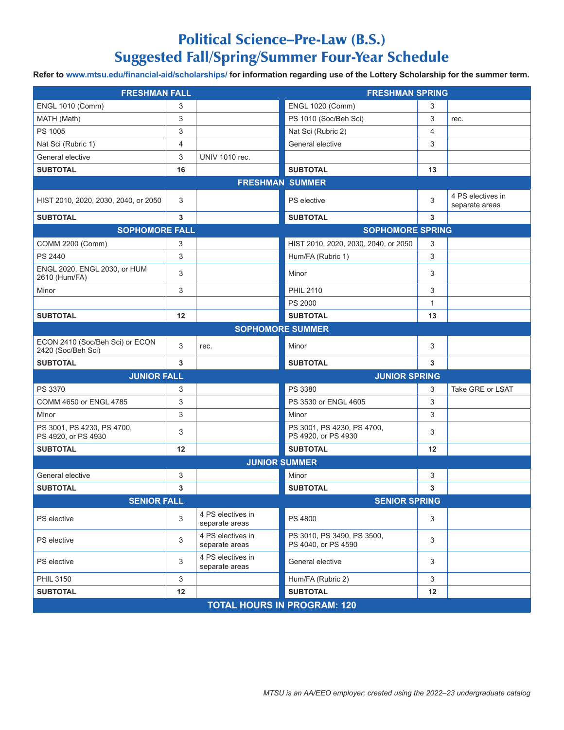# Political Science–Pre-Law (B.S.)
# Suggested Fall/Spring/Summer Four-Year Schedule

**Refer to www.mtsu.edu/financial-aid/scholarships/ for information regarding use of the Lottery Scholarship for the summer term.**

| FRESHMAN FALL | | | FRESHMAN SPRING | | |
|---|---|---|---|---|---|
| ENGL 1010 (Comm) | 3 | | ENGL 1020 (Comm) | 3 | |
| MATH (Math) | 3 | | PS 1010 (Soc/Beh Sci) | 3 | rec. |
| PS 1005 | 3 | | Nat Sci (Rubric 2) | 4 | |
| Nat Sci (Rubric 1) | 4 | | General elective | 3 | |
| General elective | 3 | UNIV 1010 rec. | | | |
| **SUBTOTAL** | **16** | | **SUBTOTAL** | **13** | |
| **FRESHMAN SUMMER** | | | | | |
| HIST 2010, 2020, 2030, 2040, or 2050 | 3 | | PS elective | 3 | 4 PS electives in separate areas |
| **SUBTOTAL** | **3** | | **SUBTOTAL** | **3** | |
| **SOPHOMORE FALL** | | | **SOPHOMORE SPRING** | | |
| COMM 2200 (Comm) | 3 | | HIST 2010, 2020, 2030, 2040, or 2050 | 3 | |
| PS 2440 | 3 | | Hum/FA (Rubric 1) | 3 | |
| ENGL 2020, ENGL 2030, or HUM 2610 (Hum/FA) | 3 | | Minor | 3 | |
| Minor | 3 | | PHIL 2110 | 3 | |
| | | | PS 2000 | 1 | |
| **SUBTOTAL** | **12** | | **SUBTOTAL** | **13** | |
| **SOPHOMORE SUMMER** | | | | | |
| ECON 2410 (Soc/Beh Sci) or ECON 2420 (Soc/Beh Sci) | 3 | rec. | Minor | 3 | |
| **SUBTOTAL** | **3** | | **SUBTOTAL** | **3** | |
| **JUNIOR FALL** | | | **JUNIOR SPRING** | | |
| PS 3370 | 3 | | PS 3380 | 3 | Take GRE or LSAT |
| COMM 4650 or ENGL 4785 | 3 | | PS 3530 or ENGL 4605 | 3 | |
| Minor | 3 | | Minor | 3 | |
| PS 3001, PS 4230, PS 4700, PS 4920, or PS 4930 | 3 | | PS 3001, PS 4230, PS 4700, PS 4920, or PS 4930 | 3 | |
| **SUBTOTAL** | **12** | | **SUBTOTAL** | **12** | |
| **JUNIOR SUMMER** | | | | | |
| General elective | 3 | | Minor | 3 | |
| **SUBTOTAL** | **3** | | **SUBTOTAL** | **3** | |
| **SENIOR FALL** | | | **SENIOR SPRING** | | |
| PS elective | 3 | 4 PS electives in separate areas | PS 4800 | 3 | |
| PS elective | 3 | 4 PS electives in separate areas | PS 3010, PS 3490, PS 3500, PS 4040, or PS 4590 | 3 | |
| PS elective | 3 | 4 PS electives in separate areas | General elective | 3 | |
| PHIL 3150 | 3 | | Hum/FA (Rubric 2) | 3 | |
| **SUBTOTAL** | **12** | | **SUBTOTAL** | **12** | |
| **TOTAL HOURS IN PROGRAM: 120** | | | | | |

*MTSU is an AA/EEO employer; created using the 2022–23 undergraduate catalog*